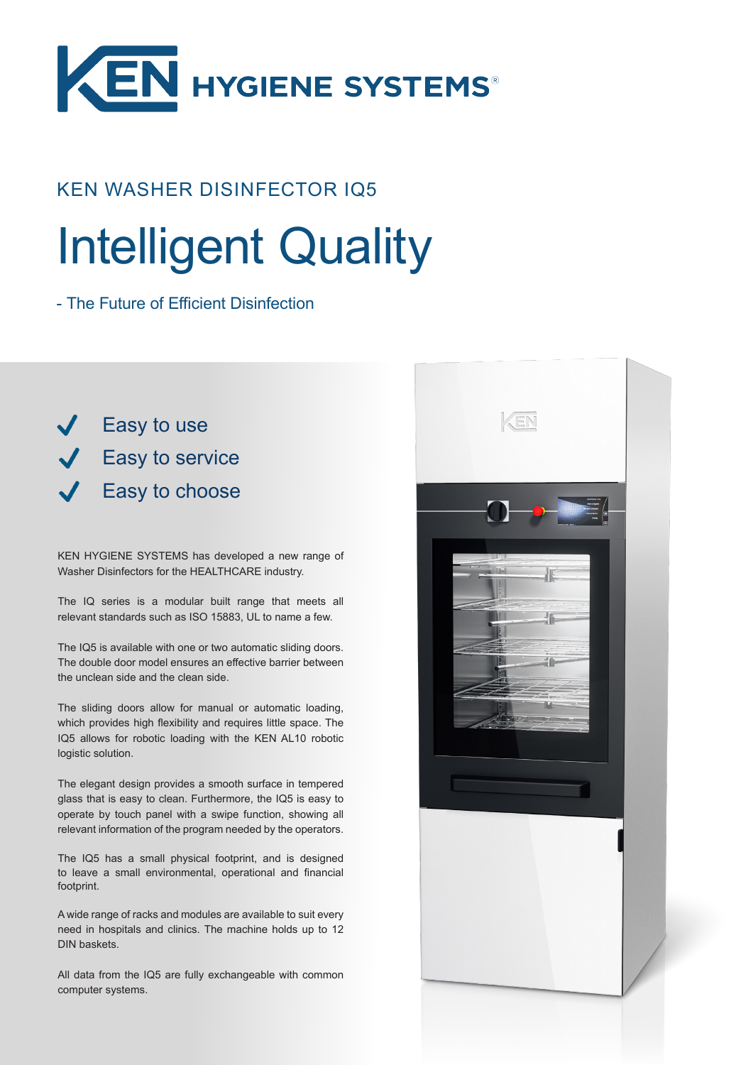# KEN HYGIENE SYSTEMS®

## KEN WASHER DISINFECTOR IQ5

# Intelligent Quality

- The Future of Efficient Disinfection

- ✓ Easy to use
- ✓ Easy to service
- ✓ Easy to choose

KEN HYGIENE SYSTEMS has developed a new range of Washer Disinfectors for the HEALTHCARE industry.

The IQ series is a modular built range that meets all relevant standards such as ISO 15883, UL to name a few.

The IQ5 is available with one or two automatic sliding doors. The double door model ensures an effective barrier between the unclean side and the clean side.

The sliding doors allow for manual or automatic loading, which provides high flexibility and requires little space. The IQ5 allows for robotic loading with the KEN AL10 robotic logistic solution.

The elegant design provides a smooth surface in tempered glass that is easy to clean. Furthermore, the IQ5 is easy to operate by touch panel with a swipe function, showing all relevant information of the program needed by the operators.

The IQ5 has a small physical footprint, and is designed to leave a small environmental, operational and financial footprint.

A wide range of racks and modules are available to suit every need in hospitals and clinics. The machine holds up to 12 DIN baskets.

All data from the IQ5 are fully exchangeable with common computer systems.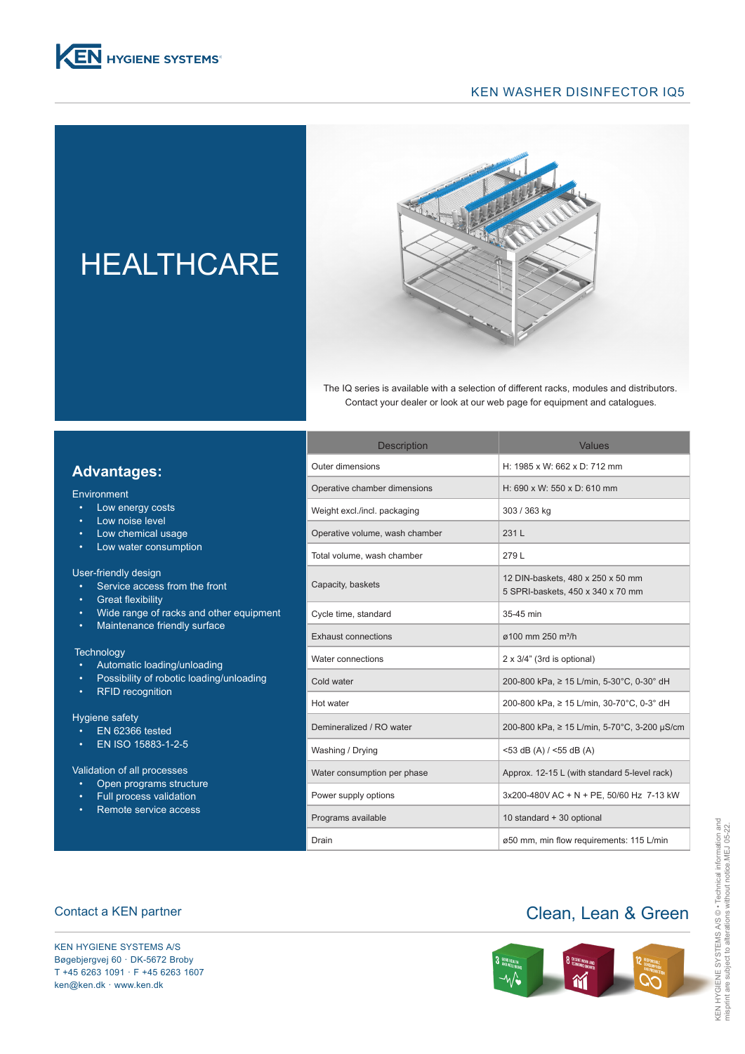## KEN WASHER DISINFECTOR IQ5

# HEALTHCARE

The IQ series is available with a selection of different racks, modules and distributors. Contact your dealer or look at our web page for equipment and catalogues.

## Advantages:

Environment
- Low energy costs
- Low noise level
- Low chemical usage
- Low water consumption

User-friendly design
- Service access from the front
- Great flexibility
- Wide range of racks and other equipment
- Maintenance friendly surface

Technology
- Automatic loading/unloading
- Possibility of robotic loading/unloading
- RFID recognition

Hygiene safety
- EN 62366 tested
- EN ISO 15883-1-2-5

Validation of all processes
- Open programs structure
- Full process validation
- Remote service access

| Description | Values |
|---|---|
| Outer dimensions | H: 1985 x W: 662 x D: 712 mm |
| Operative chamber dimensions | H: 690 x W: 550 x D: 610 mm |
| Weight excl./incl. packaging | 303 / 363 kg |
| Operative volume, wash chamber | 231 L |
| Total volume, wash chamber | 279 L |
| Capacity, baskets | 12 DIN-baskets, 480 x 250 x 50 mm<br>5 SPRI-baskets, 450 x 340 x 70 mm |
| Cycle time, standard | 35-45 min |
| Exhaust connections | ø100 mm 250 m³/h |
| Water connections | 2 x 3/4" (3rd is optional) |
| Cold water | 200-800 kPa, ≥ 15 L/min, 5-30°C, 0-30° dH |
| Hot water | 200-800 kPa, ≥ 15 L/min, 30-70°C, 0-3° dH |
| Demineralized / RO water | 200-800 kPa, ≥ 15 L/min, 5-70°C, 3-200 µS/cm |
| Washing / Drying | <53 dB (A) / <55 dB (A) |
| Water consumption per phase | Approx. 12-15 L (with standard 5-level rack) |
| Power supply options | 3x200-480V AC + N + PE, 50/60 Hz 7-13 kW |
| Programs available | 10 standard + 30 optional |
| Drain | ø50 mm, min flow requirements: 115 L/min |

Contact a KEN partner

KEN HYGIENE SYSTEMS A/S
Bøgebjergvej 60 · DK-5672 Broby
T +45 6263 1091 · F +45 6263 1607
ken@ken.dk · www.ken.dk

Clean, Lean & Green

KEN HYGIENE SYSTEMS A/S © • Technical information and misprint are subject to alterations without notice.MEJ 05-22.